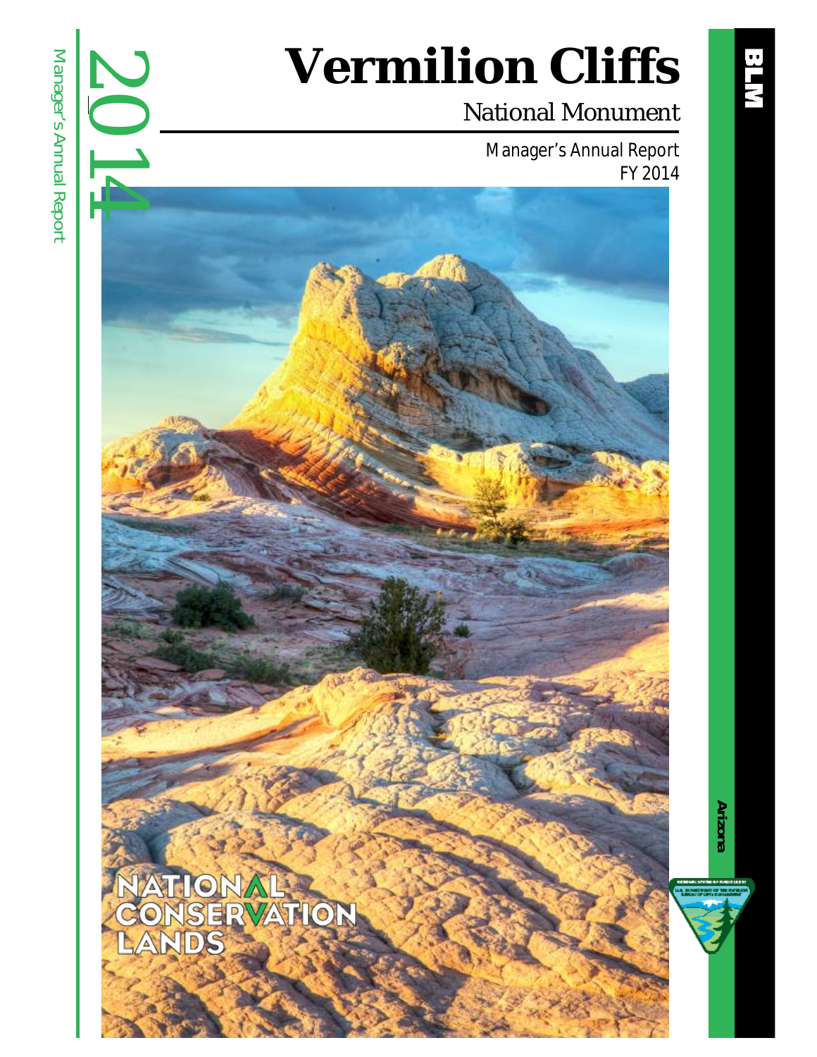# Vermilion Cliffs

## National Monument

Manager's Annual Report
FY 2014

2014 Manager's Annual Report

NATIONAL CONSERVATION LANDS

BLM

Arizona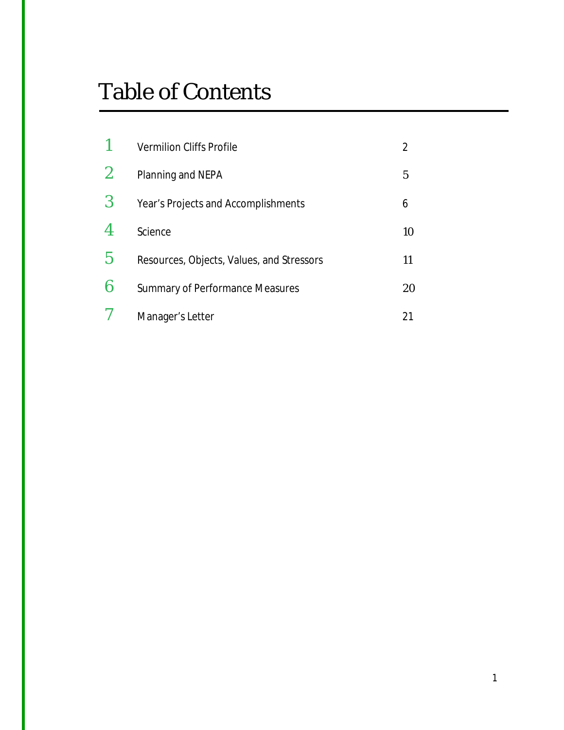# Table of Contents

| | | |
|---|---|---|
| 1 | Vermilion Cliffs Profile | 2 |
| 2 | Planning and NEPA | 5 |
| 3 | Year's Projects and Accomplishments | 6 |
| 4 | Science | 10 |
| 5 | Resources, Objects, Values, and Stressors | 11 |
| 6 | Summary of Performance Measures | 20 |
| 7 | Manager's Letter | 21 |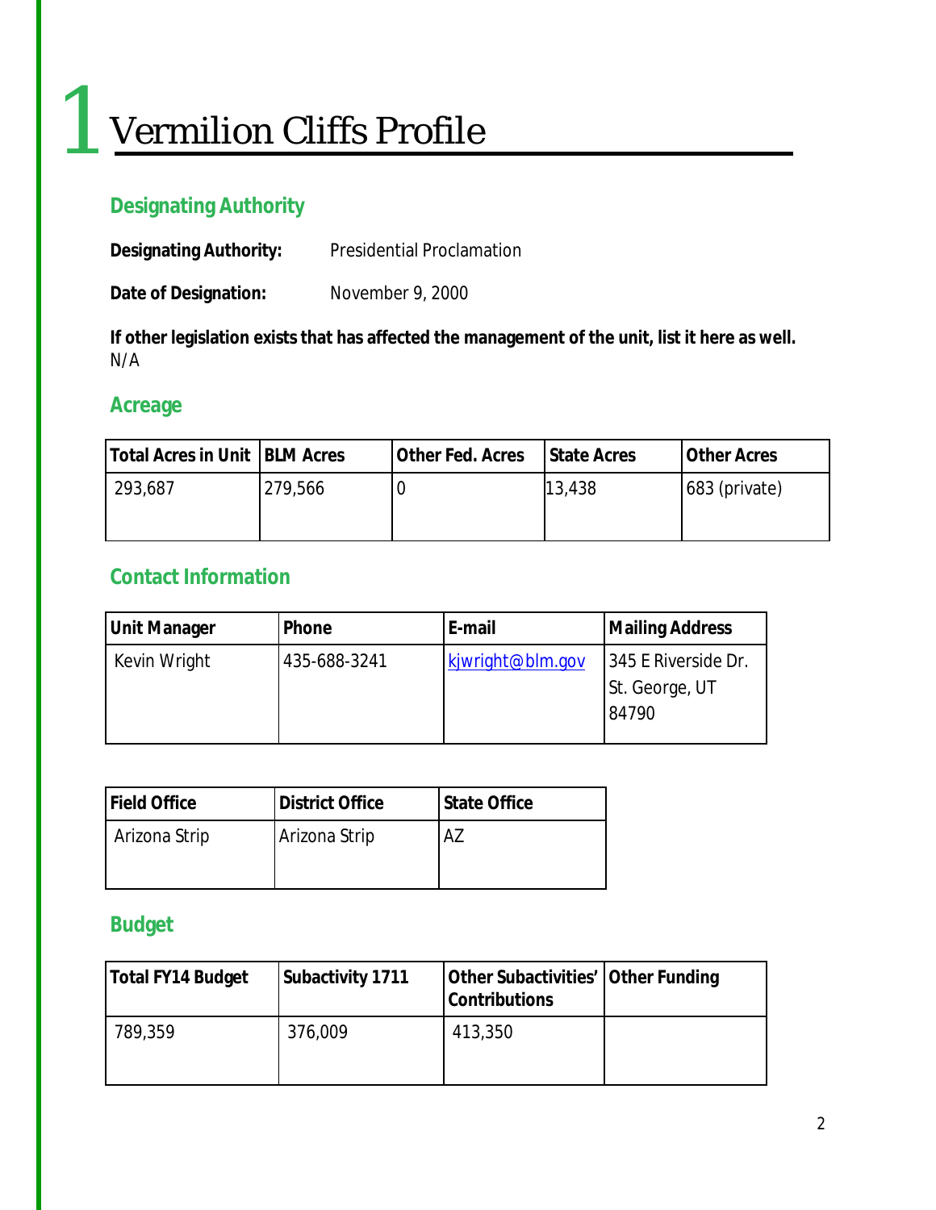# 1 Vermilion Cliffs Profile

## Designating Authority

**Designating Authority:** Presidential Proclamation

**Date of Designation:** November 9, 2000

**If other legislation exists that has affected the management of the unit, list it here as well.**
N/A

## Acreage

| Total Acres in Unit | BLM Acres | Other Fed. Acres | State Acres | Other Acres |
|---|---|---|---|---|
| 293,687 | 279,566 | 0 | 13,438 | 683 (private) |

## Contact Information

| Unit Manager | Phone | E-mail | Mailing Address |
|---|---|---|---|
| Kevin Wright | 435-688-3241 | kjwright@blm.gov | 345 E Riverside Dr. St. George, UT 84790 |

| Field Office | District Office | State Office |
|---|---|---|
| Arizona Strip | Arizona Strip | AZ |

## Budget

| Total FY14 Budget | Subactivity 1711 | Other Subactivities' Contributions | Other Funding |
|---|---|---|---|
| 789,359 | 376,009 | 413,350 | |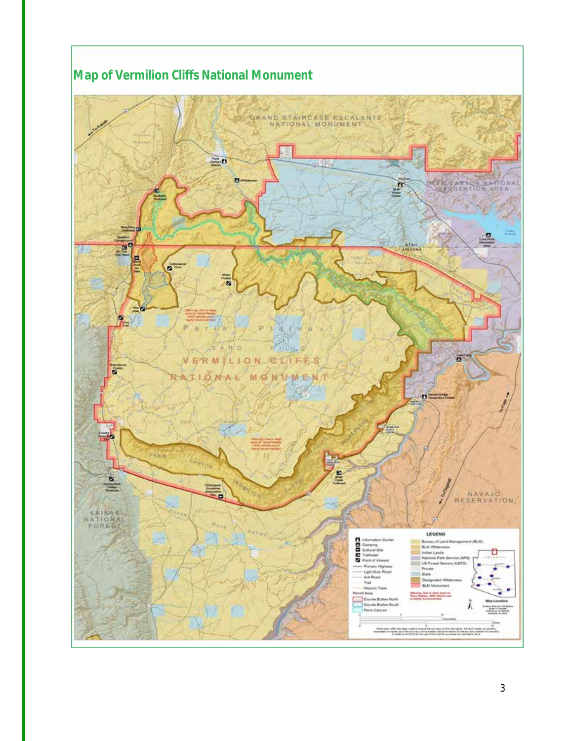## Map of Vermilion Cliffs National Monument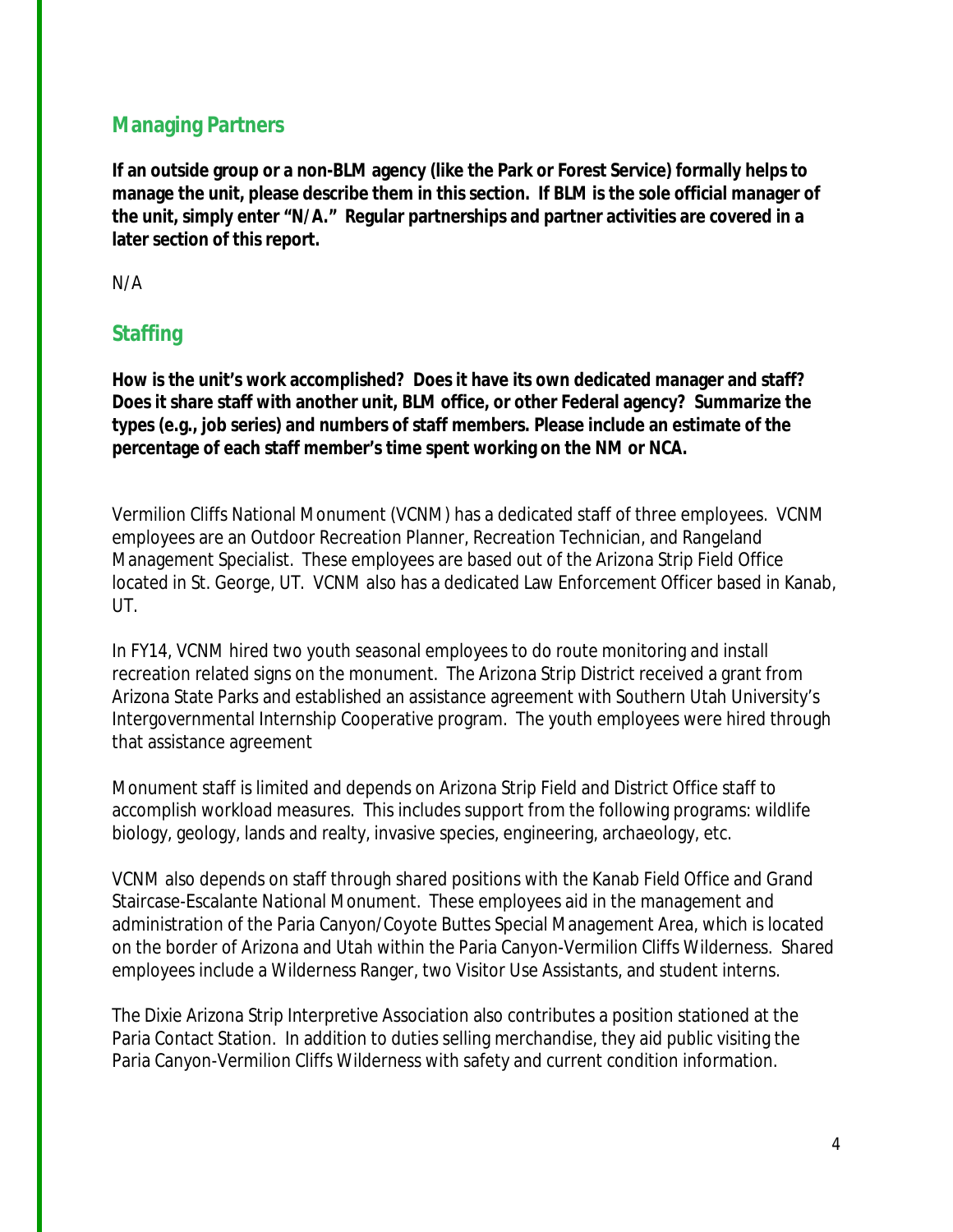## Managing Partners

**If an outside group or a non-BLM agency (like the Park or Forest Service) formally helps to manage the unit, please describe them in this section. If BLM is the sole official manager of the unit, simply enter "N/A." Regular partnerships and partner activities are covered in a later section of this report.**

N/A

## Staffing

**How is the unit's work accomplished? Does it have its own dedicated manager and staff? Does it share staff with another unit, BLM office, or other Federal agency? Summarize the types (e.g., job series) and numbers of staff members. Please include an estimate of the percentage of each staff member's time spent working on the NM or NCA.**

Vermilion Cliffs National Monument (VCNM) has a dedicated staff of three employees. VCNM employees are an Outdoor Recreation Planner, Recreation Technician, and Rangeland Management Specialist. These employees are based out of the Arizona Strip Field Office located in St. George, UT. VCNM also has a dedicated Law Enforcement Officer based in Kanab, UT.

In FY14, VCNM hired two youth seasonal employees to do route monitoring and install recreation related signs on the monument. The Arizona Strip District received a grant from Arizona State Parks and established an assistance agreement with Southern Utah University's Intergovernmental Internship Cooperative program. The youth employees were hired through that assistance agreement

Monument staff is limited and depends on Arizona Strip Field and District Office staff to accomplish workload measures. This includes support from the following programs: wildlife biology, geology, lands and realty, invasive species, engineering, archaeology, etc.

VCNM also depends on staff through shared positions with the Kanab Field Office and Grand Staircase-Escalante National Monument. These employees aid in the management and administration of the Paria Canyon/Coyote Buttes Special Management Area, which is located on the border of Arizona and Utah within the Paria Canyon-Vermilion Cliffs Wilderness. Shared employees include a Wilderness Ranger, two Visitor Use Assistants, and student interns.

The Dixie Arizona Strip Interpretive Association also contributes a position stationed at the Paria Contact Station. In addition to duties selling merchandise, they aid public visiting the Paria Canyon-Vermilion Cliffs Wilderness with safety and current condition information.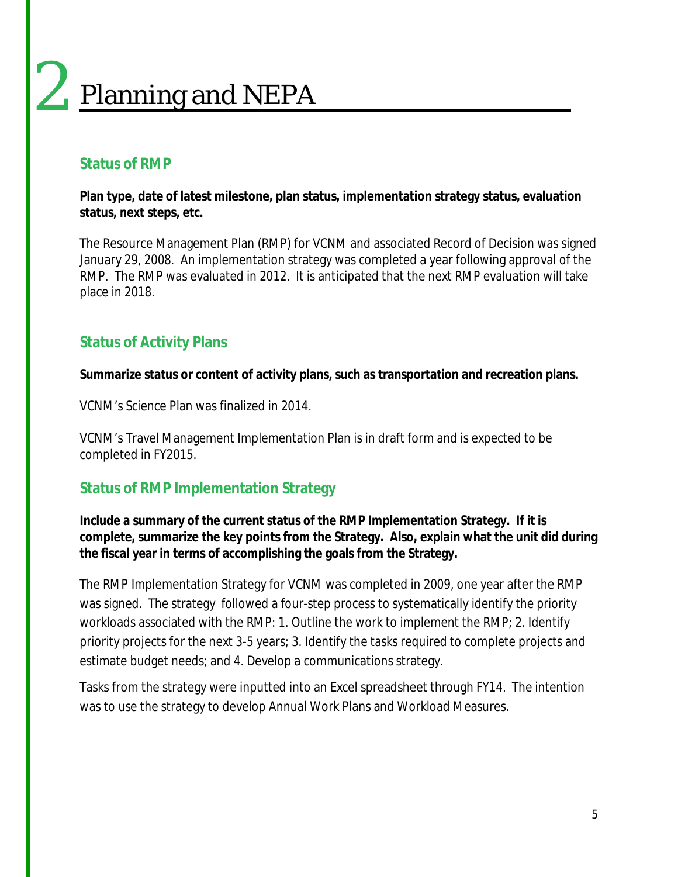# 2 Planning and NEPA

## Status of RMP

**Plan type, date of latest milestone, plan status, implementation strategy status, evaluation status, next steps, etc.**

The Resource Management Plan (RMP) for VCNM and associated Record of Decision was signed January 29, 2008. An implementation strategy was completed a year following approval of the RMP. The RMP was evaluated in 2012. It is anticipated that the next RMP evaluation will take place in 2018.

## Status of Activity Plans

**Summarize status or content of activity plans, such as transportation and recreation plans.**

VCNM's Science Plan was finalized in 2014.

VCNM's Travel Management Implementation Plan is in draft form and is expected to be completed in FY2015.

## Status of RMP Implementation Strategy

**Include a summary of the current status of the RMP Implementation Strategy. If it is complete, summarize the key points from the Strategy. Also, explain what the unit did during the fiscal year in terms of accomplishing the goals from the Strategy.**

The RMP Implementation Strategy for VCNM was completed in 2009, one year after the RMP was signed. The strategy followed a four-step process to systematically identify the priority workloads associated with the RMP: 1. Outline the work to implement the RMP; 2. Identify priority projects for the next 3-5 years; 3. Identify the tasks required to complete projects and estimate budget needs; and 4. Develop a communications strategy.

Tasks from the strategy were inputted into an Excel spreadsheet through FY14. The intention was to use the strategy to develop Annual Work Plans and Workload Measures.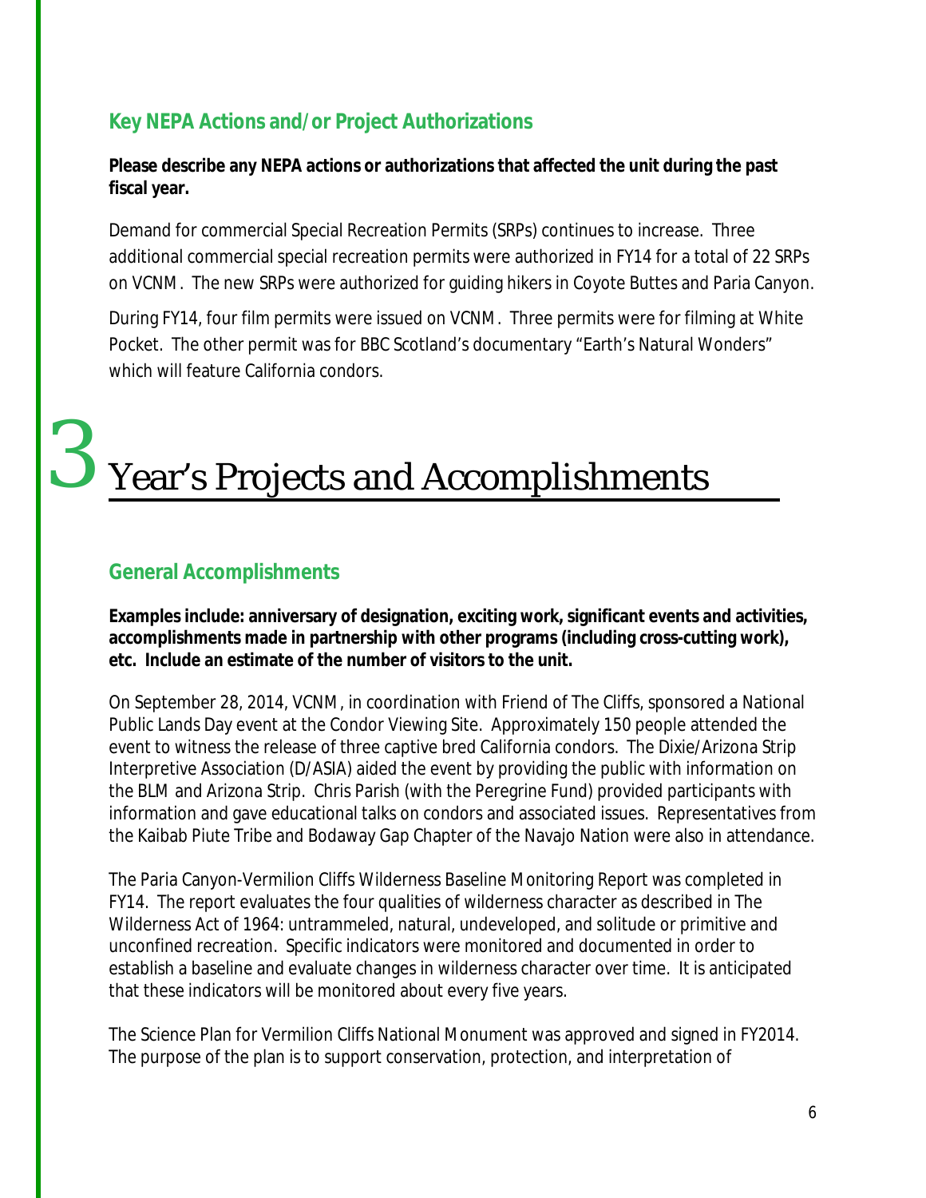### Key NEPA Actions and/or Project Authorizations

**Please describe any NEPA actions or authorizations that affected the unit during the past fiscal year.**

Demand for commercial Special Recreation Permits (SRPs) continues to increase. Three additional commercial special recreation permits were authorized in FY14 for a total of 22 SRPs on VCNM. The new SRPs were authorized for guiding hikers in Coyote Buttes and Paria Canyon.

During FY14, four film permits were issued on VCNM. Three permits were for filming at White Pocket. The other permit was for BBC Scotland's documentary "Earth's Natural Wonders" which will feature California condors.

# 3 Year's Projects and Accomplishments

### General Accomplishments

**Examples include: anniversary of designation, exciting work, significant events and activities, accomplishments made in partnership with other programs (including cross-cutting work), etc. Include an estimate of the number of visitors to the unit.**

On September 28, 2014, VCNM, in coordination with Friend of The Cliffs, sponsored a National Public Lands Day event at the Condor Viewing Site. Approximately 150 people attended the event to witness the release of three captive bred California condors. The Dixie/Arizona Strip Interpretive Association (D/ASIA) aided the event by providing the public with information on the BLM and Arizona Strip. Chris Parish (with the Peregrine Fund) provided participants with information and gave educational talks on condors and associated issues. Representatives from the Kaibab Piute Tribe and Bodaway Gap Chapter of the Navajo Nation were also in attendance.

The Paria Canyon-Vermilion Cliffs Wilderness Baseline Monitoring Report was completed in FY14. The report evaluates the four qualities of wilderness character as described in The Wilderness Act of 1964: untrammeled, natural, undeveloped, and solitude or primitive and unconfined recreation. Specific indicators were monitored and documented in order to establish a baseline and evaluate changes in wilderness character over time. It is anticipated that these indicators will be monitored about every five years.

The Science Plan for Vermilion Cliffs National Monument was approved and signed in FY2014. The purpose of the plan is to support conservation, protection, and interpretation of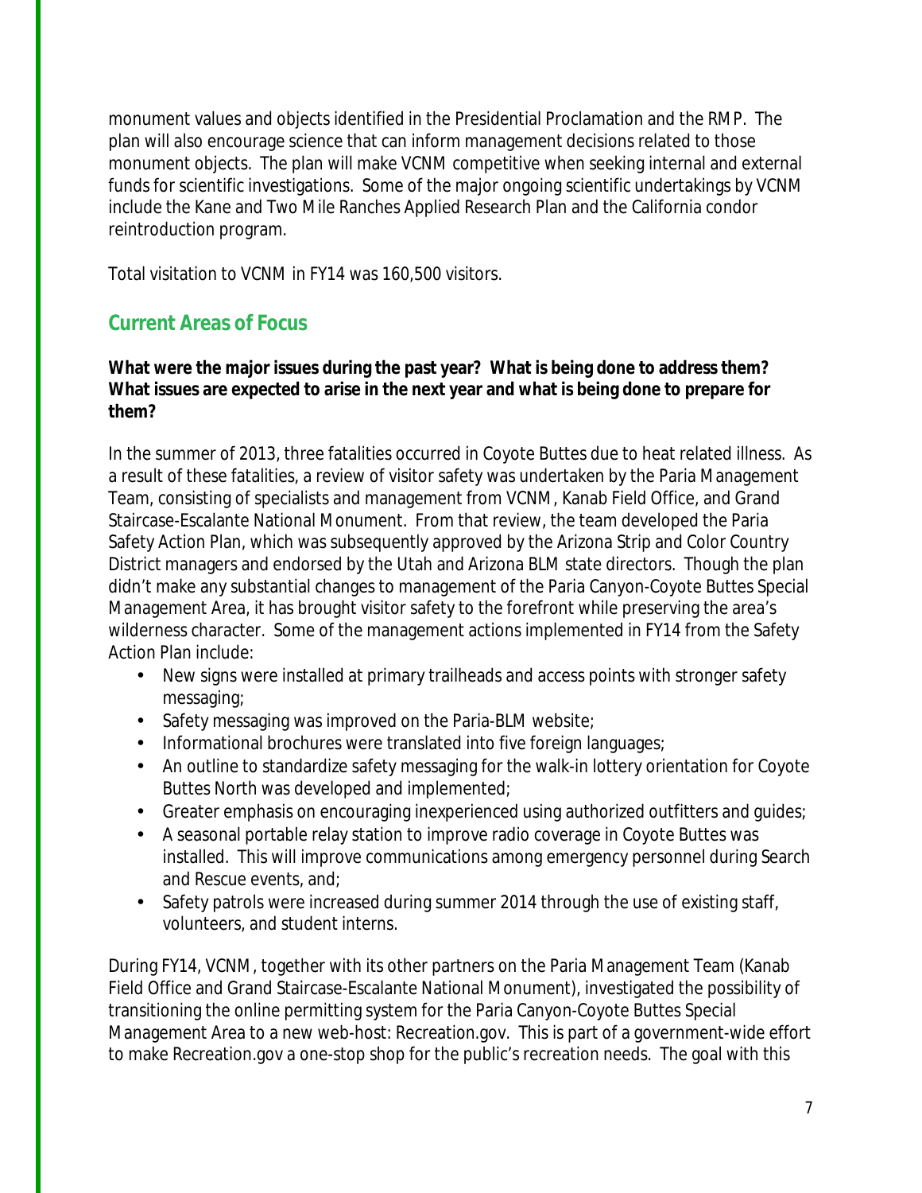monument values and objects identified in the Presidential Proclamation and the RMP. The plan will also encourage science that can inform management decisions related to those monument objects. The plan will make VCNM competitive when seeking internal and external funds for scientific investigations. Some of the major ongoing scientific undertakings by VCNM include the Kane and Two Mile Ranches Applied Research Plan and the California condor reintroduction program.

Total visitation to VCNM in FY14 was 160,500 visitors.

## Current Areas of Focus

**What were the major issues during the past year? What is being done to address them? What issues are expected to arise in the next year and what is being done to prepare for them?**

In the summer of 2013, three fatalities occurred in Coyote Buttes due to heat related illness. As a result of these fatalities, a review of visitor safety was undertaken by the Paria Management Team, consisting of specialists and management from VCNM, Kanab Field Office, and Grand Staircase-Escalante National Monument. From that review, the team developed the Paria Safety Action Plan, which was subsequently approved by the Arizona Strip and Color Country District managers and endorsed by the Utah and Arizona BLM state directors. Though the plan didn't make any substantial changes to management of the Paria Canyon-Coyote Buttes Special Management Area, it has brought visitor safety to the forefront while preserving the area's wilderness character. Some of the management actions implemented in FY14 from the Safety Action Plan include:

- New signs were installed at primary trailheads and access points with stronger safety messaging;
- Safety messaging was improved on the Paria-BLM website;
- Informational brochures were translated into five foreign languages;
- An outline to standardize safety messaging for the walk-in lottery orientation for Coyote Buttes North was developed and implemented;
- Greater emphasis on encouraging inexperienced using authorized outfitters and guides;
- A seasonal portable relay station to improve radio coverage in Coyote Buttes was installed. This will improve communications among emergency personnel during Search and Rescue events, and;
- Safety patrols were increased during summer 2014 through the use of existing staff, volunteers, and student interns.

During FY14, VCNM, together with its other partners on the Paria Management Team (Kanab Field Office and Grand Staircase-Escalante National Monument), investigated the possibility of transitioning the online permitting system for the Paria Canyon-Coyote Buttes Special Management Area to a new web-host: Recreation.gov. This is part of a government-wide effort to make Recreation.gov a one-stop shop for the public's recreation needs. The goal with this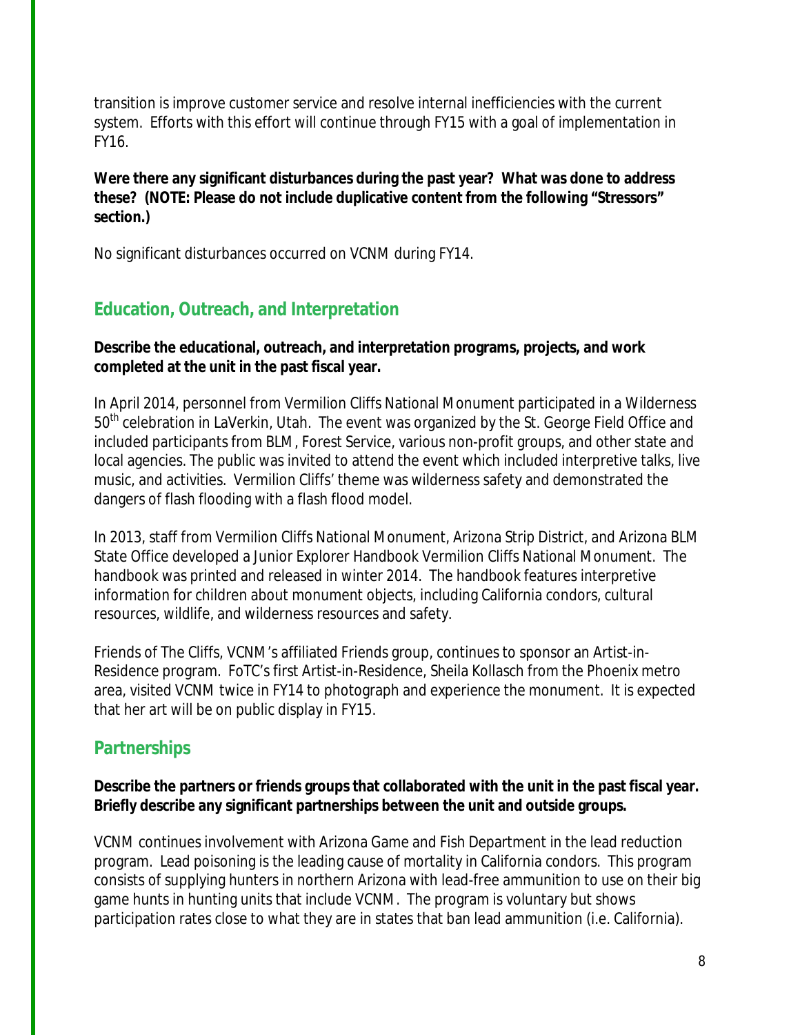transition is improve customer service and resolve internal inefficiencies with the current system. Efforts with this effort will continue through FY15 with a goal of implementation in FY16.

**Were there any significant disturbances during the past year? What was done to address these? (NOTE: Please do not include duplicative content from the following "Stressors" section.)**

No significant disturbances occurred on VCNM during FY14.

## Education, Outreach, and Interpretation

**Describe the educational, outreach, and interpretation programs, projects, and work completed at the unit in the past fiscal year.**

In April 2014, personnel from Vermilion Cliffs National Monument participated in a Wilderness 50th celebration in LaVerkin, Utah. The event was organized by the St. George Field Office and included participants from BLM, Forest Service, various non-profit groups, and other state and local agencies. The public was invited to attend the event which included interpretive talks, live music, and activities. Vermilion Cliffs' theme was wilderness safety and demonstrated the dangers of flash flooding with a flash flood model.

In 2013, staff from Vermilion Cliffs National Monument, Arizona Strip District, and Arizona BLM State Office developed a Junior Explorer Handbook Vermilion Cliffs National Monument. The handbook was printed and released in winter 2014. The handbook features interpretive information for children about monument objects, including California condors, cultural resources, wildlife, and wilderness resources and safety.

Friends of The Cliffs, VCNM's affiliated Friends group, continues to sponsor an Artist-in-Residence program. FoTC's first Artist-in-Residence, Sheila Kollasch from the Phoenix metro area, visited VCNM twice in FY14 to photograph and experience the monument. It is expected that her art will be on public display in FY15.

## Partnerships

**Describe the partners or friends groups that collaborated with the unit in the past fiscal year. Briefly describe any significant partnerships between the unit and outside groups.**

VCNM continues involvement with Arizona Game and Fish Department in the lead reduction program. Lead poisoning is the leading cause of mortality in California condors. This program consists of supplying hunters in northern Arizona with lead-free ammunition to use on their big game hunts in hunting units that include VCNM. The program is voluntary but shows participation rates close to what they are in states that ban lead ammunition (i.e. California).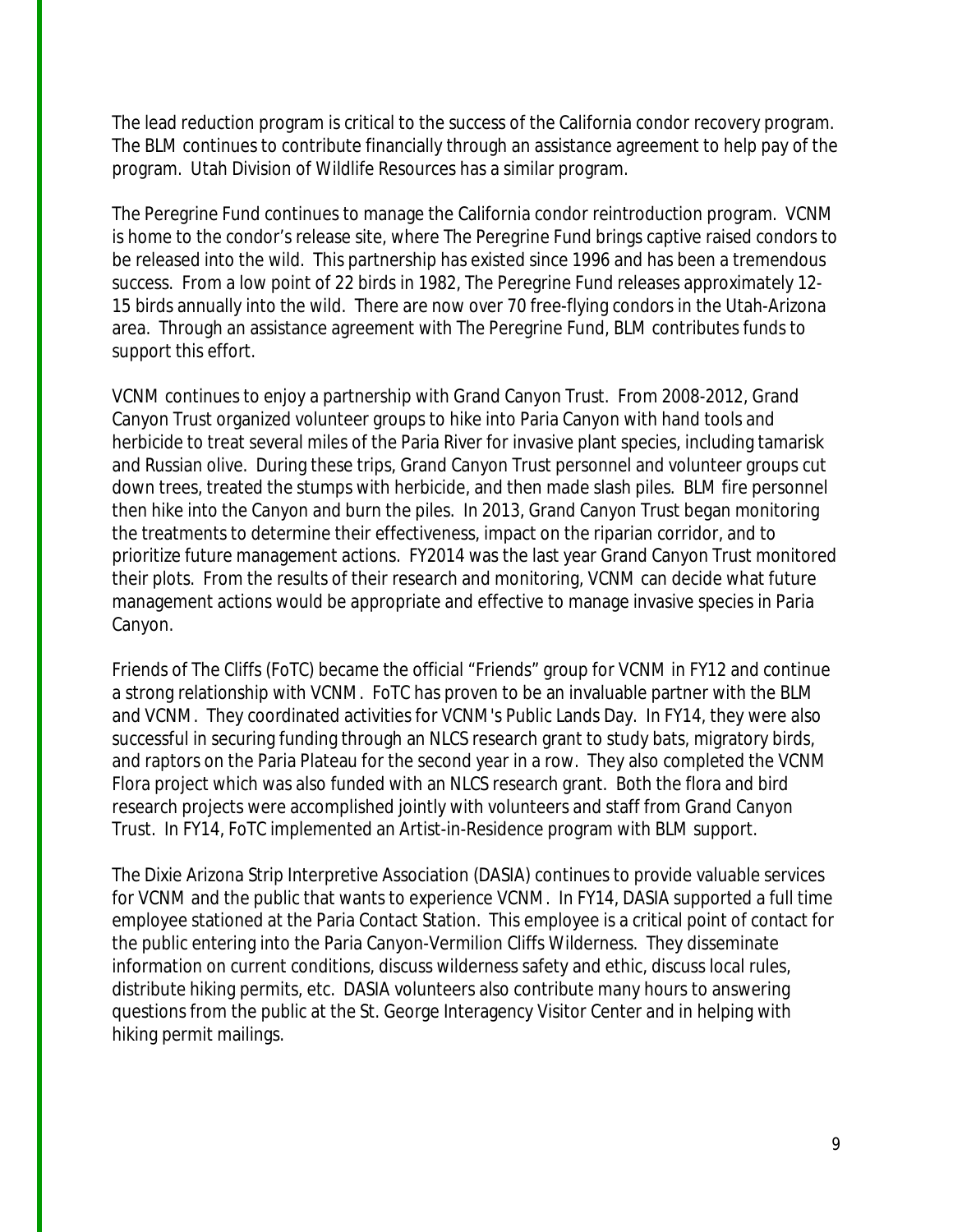The lead reduction program is critical to the success of the California condor recovery program. The BLM continues to contribute financially through an assistance agreement to help pay of the program. Utah Division of Wildlife Resources has a similar program.

The Peregrine Fund continues to manage the California condor reintroduction program. VCNM is home to the condor's release site, where The Peregrine Fund brings captive raised condors to be released into the wild. This partnership has existed since 1996 and has been a tremendous success. From a low point of 22 birds in 1982, The Peregrine Fund releases approximately 12-15 birds annually into the wild. There are now over 70 free-flying condors in the Utah-Arizona area. Through an assistance agreement with The Peregrine Fund, BLM contributes funds to support this effort.

VCNM continues to enjoy a partnership with Grand Canyon Trust. From 2008-2012, Grand Canyon Trust organized volunteer groups to hike into Paria Canyon with hand tools and herbicide to treat several miles of the Paria River for invasive plant species, including tamarisk and Russian olive. During these trips, Grand Canyon Trust personnel and volunteer groups cut down trees, treated the stumps with herbicide, and then made slash piles. BLM fire personnel then hike into the Canyon and burn the piles. In 2013, Grand Canyon Trust began monitoring the treatments to determine their effectiveness, impact on the riparian corridor, and to prioritize future management actions. FY2014 was the last year Grand Canyon Trust monitored their plots. From the results of their research and monitoring, VCNM can decide what future management actions would be appropriate and effective to manage invasive species in Paria Canyon.

Friends of The Cliffs (FoTC) became the official "Friends" group for VCNM in FY12 and continue a strong relationship with VCNM. FoTC has proven to be an invaluable partner with the BLM and VCNM. They coordinated activities for VCNM's Public Lands Day. In FY14, they were also successful in securing funding through an NLCS research grant to study bats, migratory birds, and raptors on the Paria Plateau for the second year in a row. They also completed the VCNM Flora project which was also funded with an NLCS research grant. Both the flora and bird research projects were accomplished jointly with volunteers and staff from Grand Canyon Trust. In FY14, FoTC implemented an Artist-in-Residence program with BLM support.

The Dixie Arizona Strip Interpretive Association (DASIA) continues to provide valuable services for VCNM and the public that wants to experience VCNM. In FY14, DASIA supported a full time employee stationed at the Paria Contact Station. This employee is a critical point of contact for the public entering into the Paria Canyon-Vermilion Cliffs Wilderness. They disseminate information on current conditions, discuss wilderness safety and ethic, discuss local rules, distribute hiking permits, etc. DASIA volunteers also contribute many hours to answering questions from the public at the St. George Interagency Visitor Center and in helping with hiking permit mailings.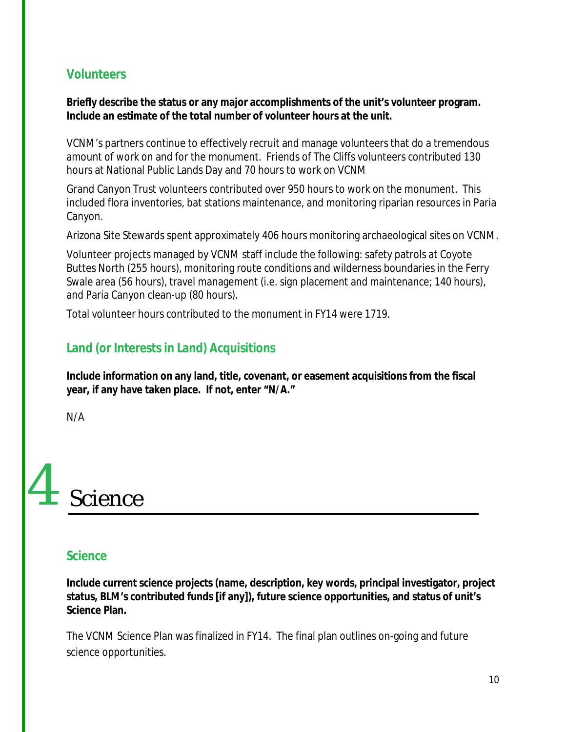## Volunteers

**Briefly describe the status or any major accomplishments of the unit's volunteer program. Include an estimate of the total number of volunteer hours at the unit.**

VCNM's partners continue to effectively recruit and manage volunteers that do a tremendous amount of work on and for the monument. Friends of The Cliffs volunteers contributed 130 hours at National Public Lands Day and 70 hours to work on VCNM

Grand Canyon Trust volunteers contributed over 950 hours to work on the monument. This included flora inventories, bat stations maintenance, and monitoring riparian resources in Paria Canyon.

Arizona Site Stewards spent approximately 406 hours monitoring archaeological sites on VCNM.

Volunteer projects managed by VCNM staff include the following: safety patrols at Coyote Buttes North (255 hours), monitoring route conditions and wilderness boundaries in the Ferry Swale area (56 hours), travel management (i.e. sign placement and maintenance; 140 hours), and Paria Canyon clean-up (80 hours).

Total volunteer hours contributed to the monument in FY14 were 1719.

## Land (or Interests in Land) Acquisitions

**Include information on any land, title, covenant, or easement acquisitions from the fiscal year, if any have taken place. If not, enter "N/A."**

N/A

# 4 Science

## Science

**Include current science projects (name, description, key words, principal investigator, project status, BLM's contributed funds [if any]), future science opportunities, and status of unit's Science Plan.**

The VCNM Science Plan was finalized in FY14. The final plan outlines on-going and future science opportunities.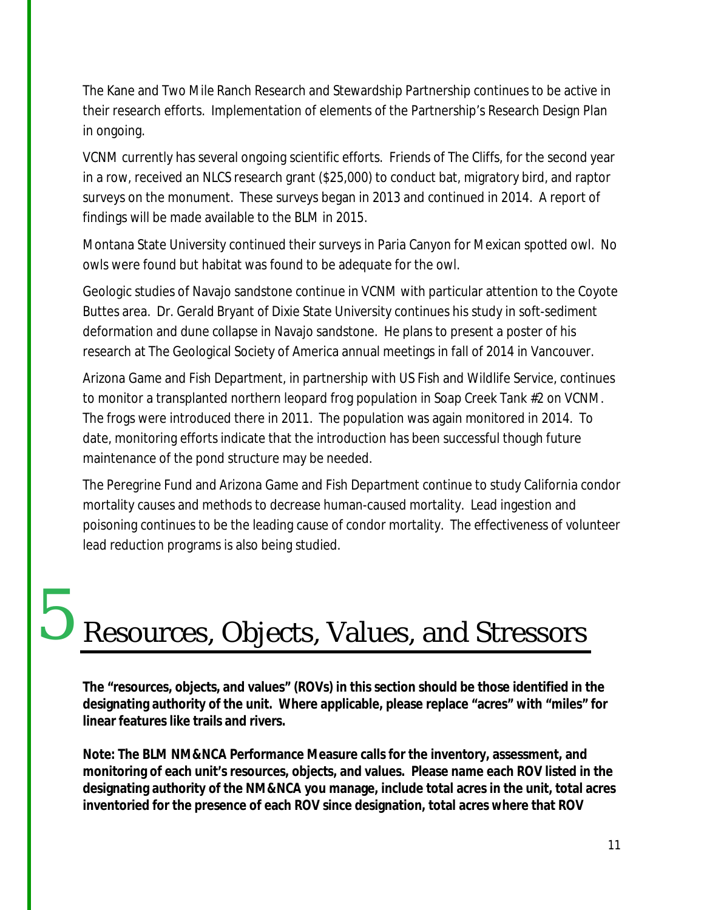The Kane and Two Mile Ranch Research and Stewardship Partnership continues to be active in their research efforts. Implementation of elements of the Partnership's Research Design Plan in ongoing.

VCNM currently has several ongoing scientific efforts. Friends of The Cliffs, for the second year in a row, received an NLCS research grant ($25,000) to conduct bat, migratory bird, and raptor surveys on the monument. These surveys began in 2013 and continued in 2014. A report of findings will be made available to the BLM in 2015.

Montana State University continued their surveys in Paria Canyon for Mexican spotted owl. No owls were found but habitat was found to be adequate for the owl.

Geologic studies of Navajo sandstone continue in VCNM with particular attention to the Coyote Buttes area. Dr. Gerald Bryant of Dixie State University continues his study in soft-sediment deformation and dune collapse in Navajo sandstone. He plans to present a poster of his research at The Geological Society of America annual meetings in fall of 2014 in Vancouver.

Arizona Game and Fish Department, in partnership with US Fish and Wildlife Service, continues to monitor a transplanted northern leopard frog population in Soap Creek Tank #2 on VCNM. The frogs were introduced there in 2011. The population was again monitored in 2014. To date, monitoring efforts indicate that the introduction has been successful though future maintenance of the pond structure may be needed.

The Peregrine Fund and Arizona Game and Fish Department continue to study California condor mortality causes and methods to decrease human-caused mortality. Lead ingestion and poisoning continues to be the leading cause of condor mortality. The effectiveness of volunteer lead reduction programs is also being studied.

# 5 Resources, Objects, Values, and Stressors

**The "resources, objects, and values" (ROVs) in this section should be those identified in the designating authority of the unit. Where applicable, please replace "acres" with "miles" for linear features like trails and rivers.**

**Note: The BLM NM&NCA Performance Measure calls for the inventory, assessment, and monitoring of each unit's resources, objects, and values. Please name each ROV listed in the designating authority of the NM&NCA you manage, include total acres in the unit, total acres inventoried for the presence of each ROV since designation, total acres where that ROV**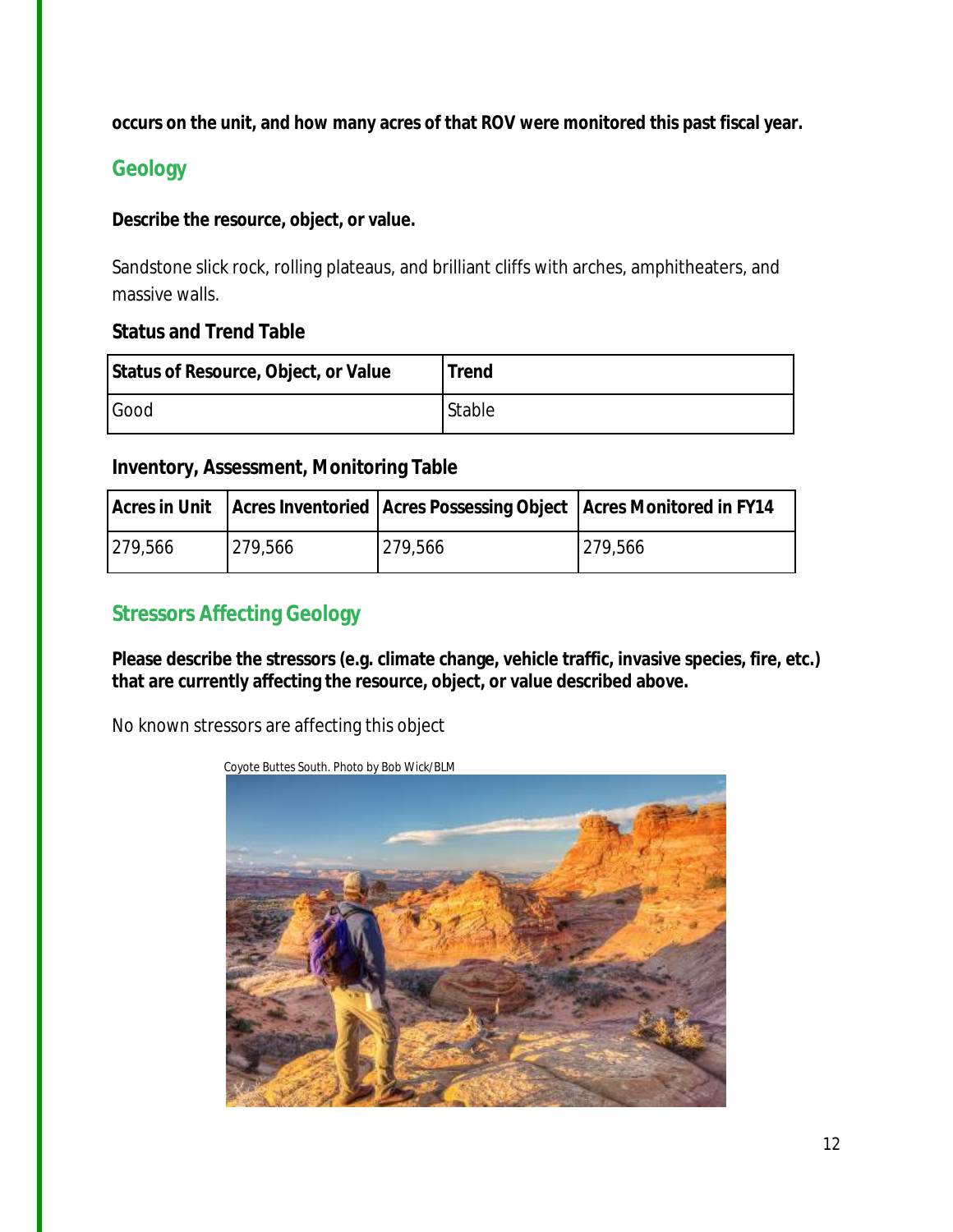**occurs on the unit, and how many acres of that ROV were monitored this past fiscal year.**

## Geology

**Describe the resource, object, or value.**

Sandstone slick rock, rolling plateaus, and brilliant cliffs with arches, amphitheaters, and massive walls.

**Status and Trend Table**

| Status of Resource, Object, or Value | Trend |
| --- | --- |
| Good | Stable |

**Inventory, Assessment, Monitoring Table**

| Acres in Unit | Acres Inventoried | Acres Possessing Object | Acres Monitored in FY14 |
| --- | --- | --- | --- |
| 279,566 | 279,566 | 279,566 | 279,566 |

## Stressors Affecting Geology

**Please describe the stressors (e.g. climate change, vehicle traffic, invasive species, fire, etc.) that are currently affecting the resource, object, or value described above.**

No known stressors are affecting this object

Coyote Buttes South. Photo by Bob Wick/BLM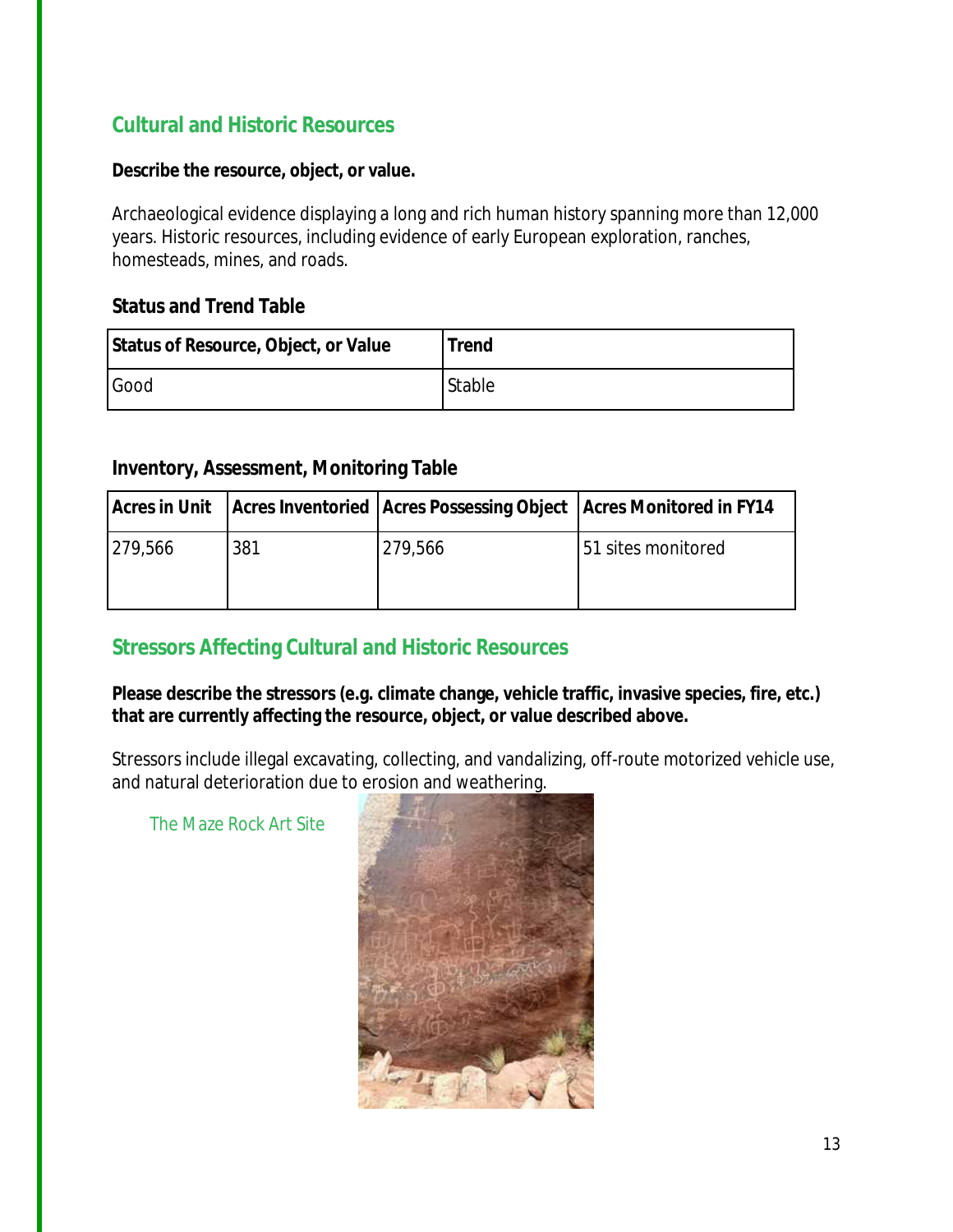## Cultural and Historic Resources

**Describe the resource, object, or value.**

Archaeological evidence displaying a long and rich human history spanning more than 12,000 years. Historic resources, including evidence of early European exploration, ranches, homesteads, mines, and roads.

### Status and Trend Table

| Status of Resource, Object, or Value | Trend |
|---|---|
| Good | Stable |

### Inventory, Assessment, Monitoring Table

| Acres in Unit | Acres Inventoried | Acres Possessing Object | Acres Monitored in FY14 |
|---|---|---|---|
| 279,566 | 381 | 279,566 | 51 sites monitored |

## Stressors Affecting Cultural and Historic Resources

**Please describe the stressors (e.g. climate change, vehicle traffic, invasive species, fire, etc.) that are currently affecting the resource, object, or value described above.**

Stressors include illegal excavating, collecting, and vandalizing, off-route motorized vehicle use, and natural deterioration due to erosion and weathering.

The Maze Rock Art Site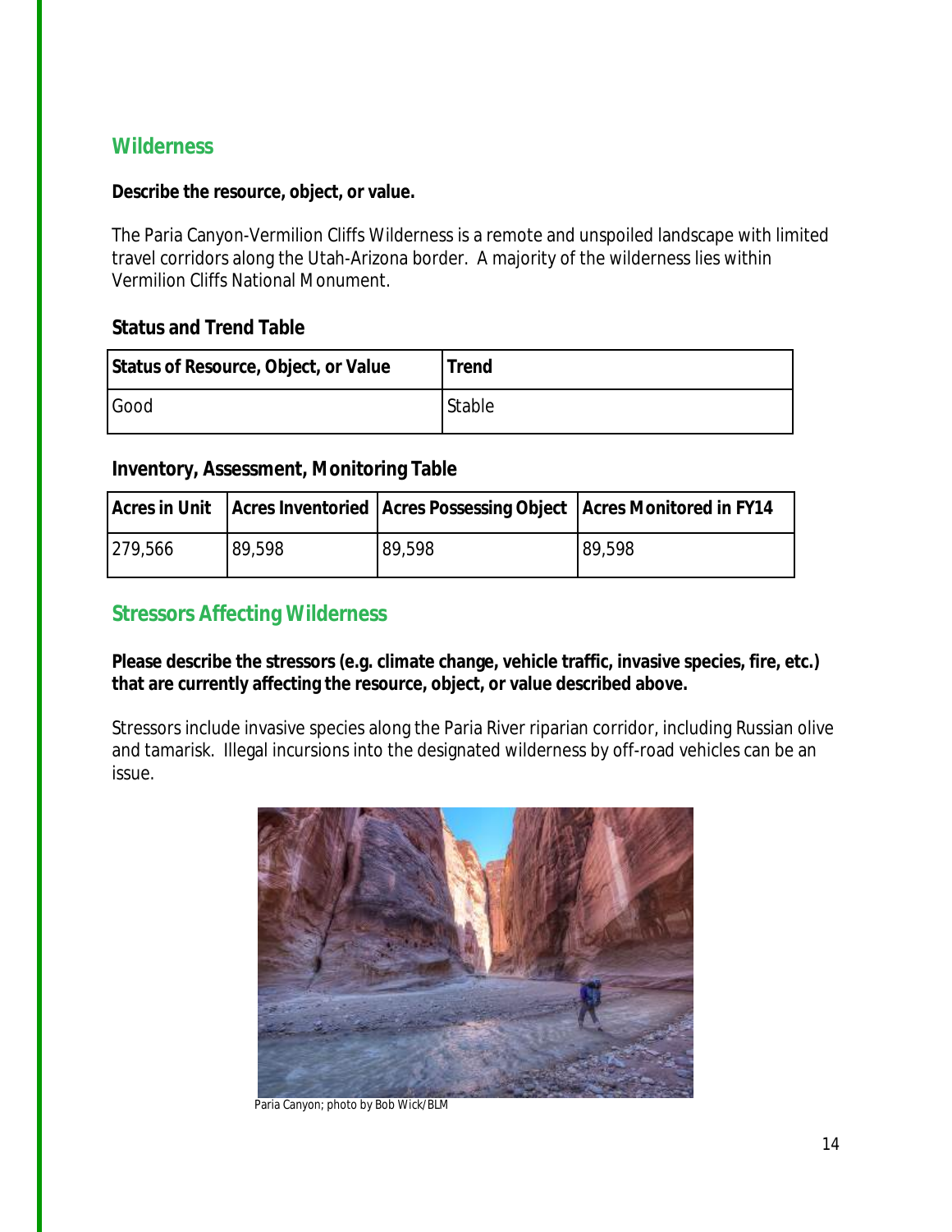## Wilderness

**Describe the resource, object, or value.**

The Paria Canyon-Vermilion Cliffs Wilderness is a remote and unspoiled landscape with limited travel corridors along the Utah-Arizona border. A majority of the wilderness lies within Vermilion Cliffs National Monument.

### Status and Trend Table

| Status of Resource, Object, or Value | Trend |
|---|---|
| Good | Stable |

### Inventory, Assessment, Monitoring Table

| Acres in Unit | Acres Inventoried | Acres Possessing Object | Acres Monitored in FY14 |
|---|---|---|---|
| 279,566 | 89,598 | 89,598 | 89,598 |

## Stressors Affecting Wilderness

**Please describe the stressors (e.g. climate change, vehicle traffic, invasive species, fire, etc.) that are currently affecting the resource, object, or value described above.**

Stressors include invasive species along the Paria River riparian corridor, including Russian olive and tamarisk. Illegal incursions into the designated wilderness by off-road vehicles can be an issue.

Paria Canyon; photo by Bob Wick/BLM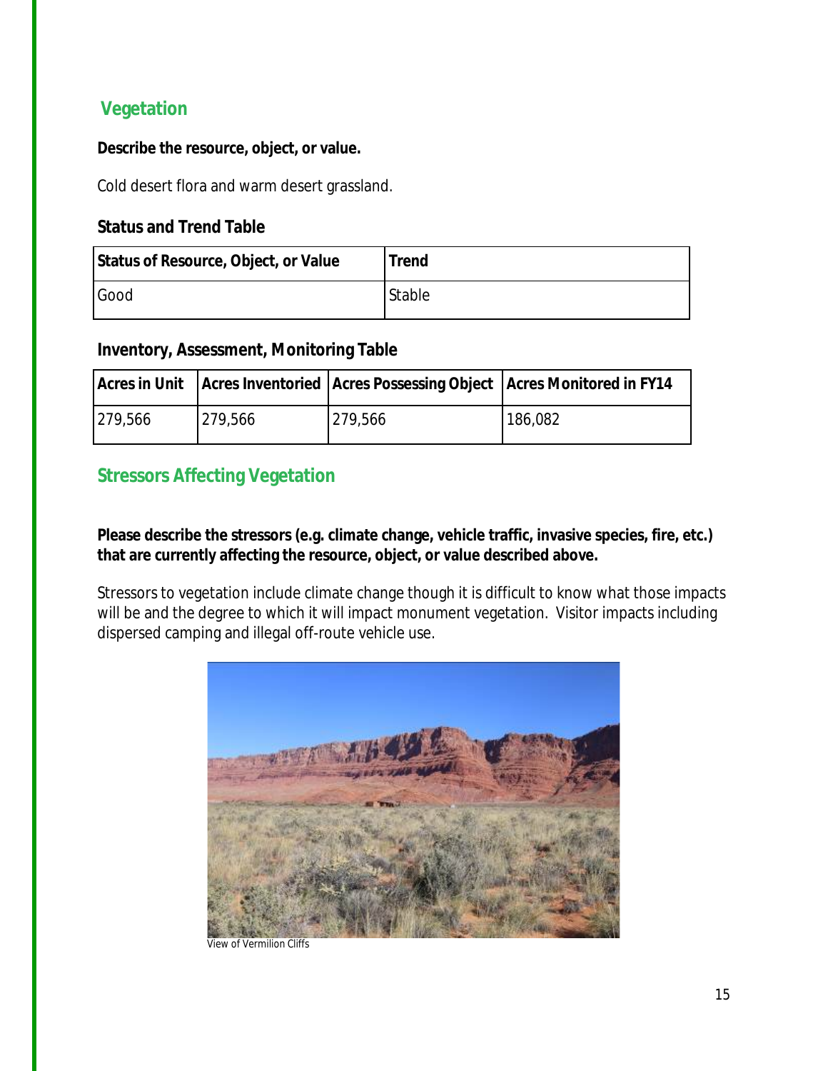## Vegetation

**Describe the resource, object, or value.**

Cold desert flora and warm desert grassland.

### Status and Trend Table

| Status of Resource, Object, or Value | Trend |
|---|---|
| Good | Stable |

### Inventory, Assessment, Monitoring Table

| Acres in Unit | Acres Inventoried | Acres Possessing Object | Acres Monitored in FY14 |
|---|---|---|---|
| 279,566 | 279,566 | 279,566 | 186,082 |

## Stressors Affecting Vegetation

**Please describe the stressors (e.g. climate change, vehicle traffic, invasive species, fire, etc.) that are currently affecting the resource, object, or value described above.**

Stressors to vegetation include climate change though it is difficult to know what those impacts will be and the degree to which it will impact monument vegetation. Visitor impacts including dispersed camping and illegal off-route vehicle use.

View of Vermilion Cliffs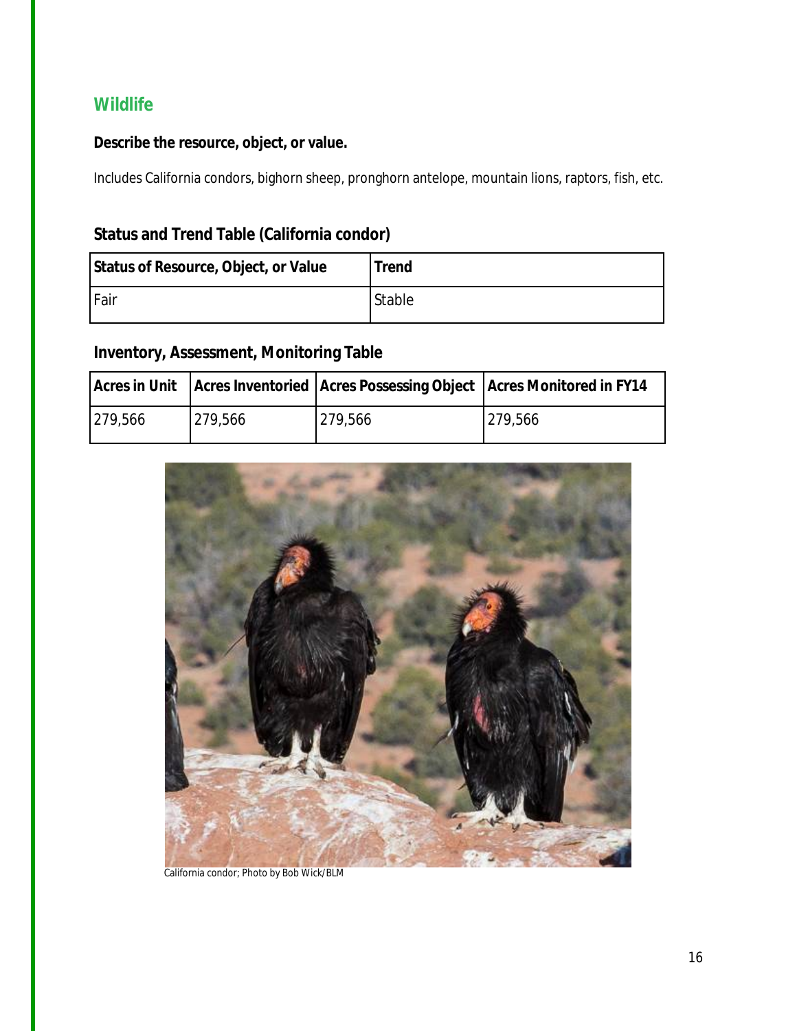## Wildlife

**Describe the resource, object, or value.**

Includes California condors, bighorn sheep, pronghorn antelope, mountain lions, raptors, fish, etc.

### Status and Trend Table (California condor)

| Status of Resource, Object, or Value | Trend |
|---|---|
| Fair | Stable |

### Inventory, Assessment, Monitoring Table

| Acres in Unit | Acres Inventoried | Acres Possessing Object | Acres Monitored in FY14 |
|---|---|---|---|
| 279,566 | 279,566 | 279,566 | 279,566 |

California condor; Photo by Bob Wick/BLM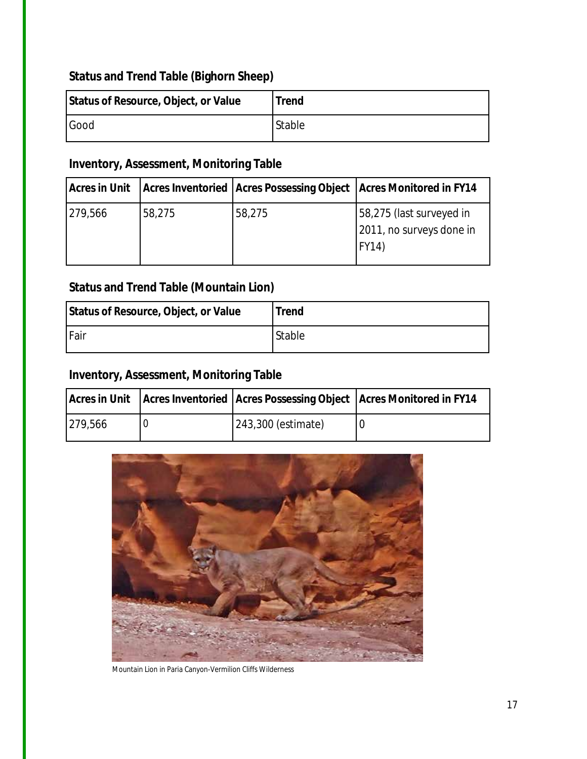**Status and Trend Table (Bighorn Sheep)**

| Status of Resource, Object, or Value | Trend |
|---|---|
| Good | Stable |

**Inventory, Assessment, Monitoring Table**

| Acres in Unit | Acres Inventoried | Acres Possessing Object | Acres Monitored in FY14 |
|---|---|---|---|
| 279,566 | 58,275 | 58,275 | 58,275 (last surveyed in 2011, no surveys done in FY14) |

**Status and Trend Table (Mountain Lion)**

| Status of Resource, Object, or Value | Trend |
|---|---|
| Fair | Stable |

**Inventory, Assessment, Monitoring Table**

| Acres in Unit | Acres Inventoried | Acres Possessing Object | Acres Monitored in FY14 |
|---|---|---|---|
| 279,566 | 0 | 243,300 (estimate) | 0 |

Mountain Lion in Paria Canyon-Vermilion Cliffs Wilderness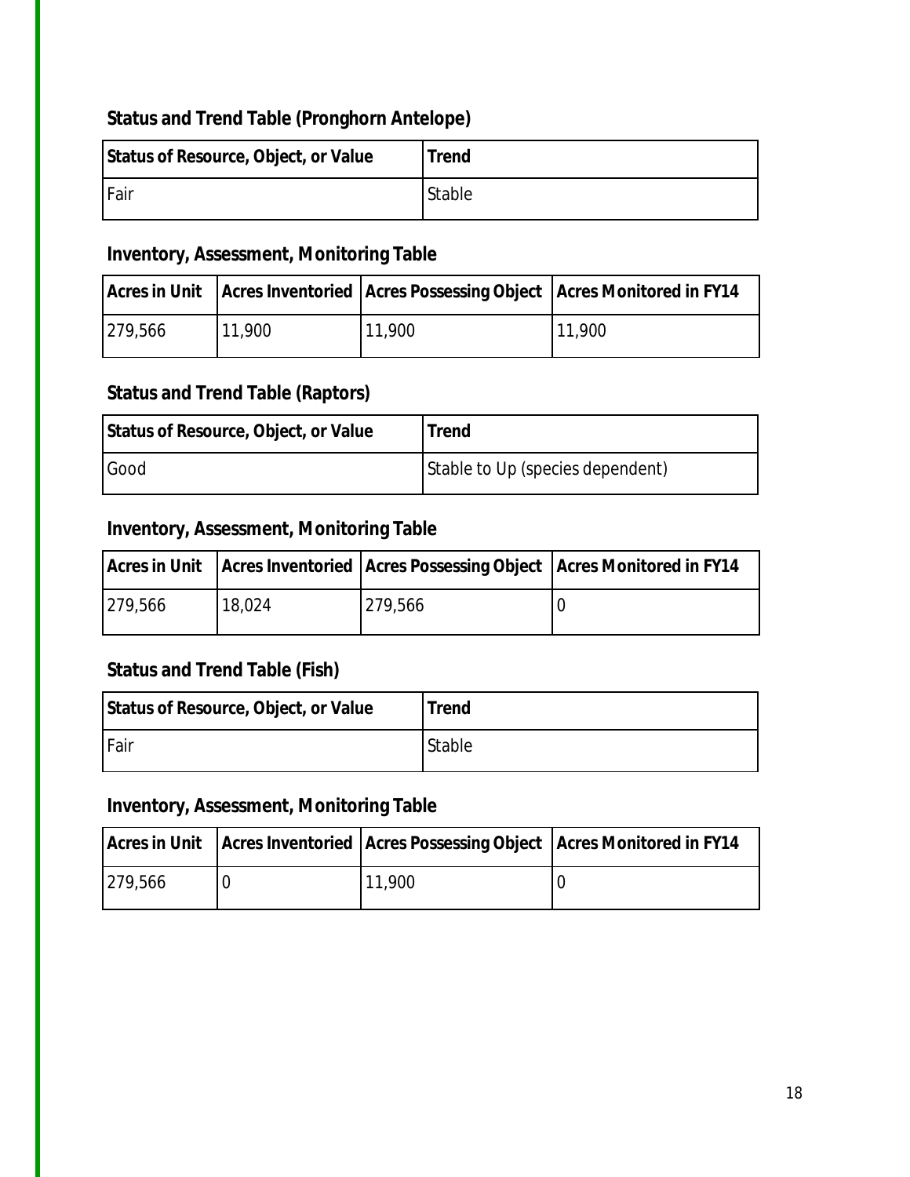### Status and Trend Table (Pronghorn Antelope)

| Status of Resource, Object, or Value | Trend |
|---|---|
| Fair | Stable |

### Inventory, Assessment, Monitoring Table

| Acres in Unit | Acres Inventoried | Acres Possessing Object | Acres Monitored in FY14 |
|---|---|---|---|
| 279,566 | 11,900 | 11,900 | 11,900 |

### Status and Trend Table (Raptors)

| Status of Resource, Object, or Value | Trend |
|---|---|
| Good | Stable to Up (species dependent) |

### Inventory, Assessment, Monitoring Table

| Acres in Unit | Acres Inventoried | Acres Possessing Object | Acres Monitored in FY14 |
|---|---|---|---|
| 279,566 | 18,024 | 279,566 | 0 |

### Status and Trend Table (Fish)

| Status of Resource, Object, or Value | Trend |
|---|---|
| Fair | Stable |

### Inventory, Assessment, Monitoring Table

| Acres in Unit | Acres Inventoried | Acres Possessing Object | Acres Monitored in FY14 |
|---|---|---|---|
| 279,566 | 0 | 11,900 | 0 |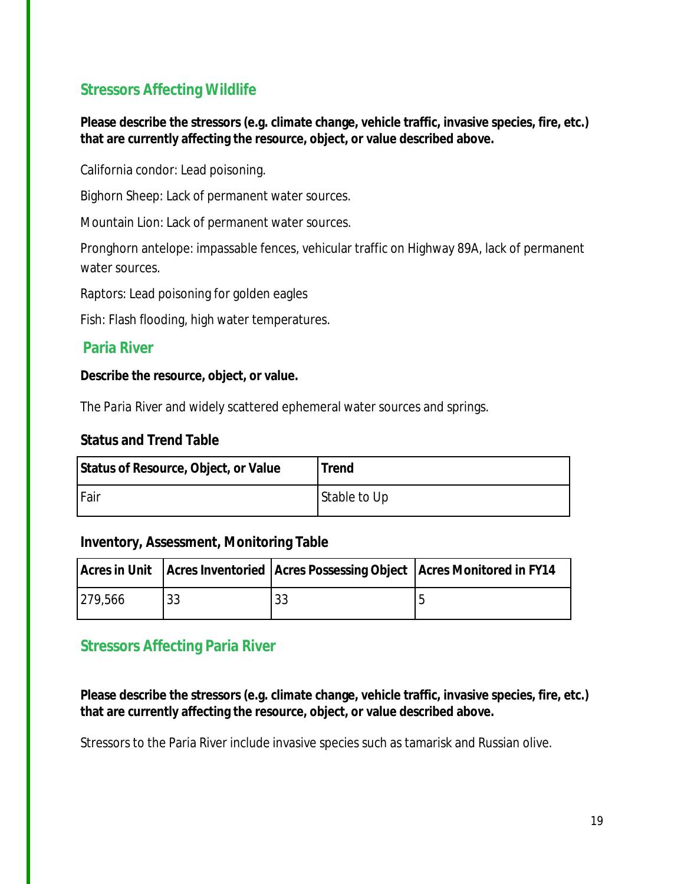## Stressors Affecting Wildlife

**Please describe the stressors (e.g. climate change, vehicle traffic, invasive species, fire, etc.) that are currently affecting the resource, object, or value described above.**

California condor: Lead poisoning.

Bighorn Sheep: Lack of permanent water sources.

Mountain Lion: Lack of permanent water sources.

Pronghorn antelope: impassable fences, vehicular traffic on Highway 89A, lack of permanent water sources.

Raptors: Lead poisoning for golden eagles

Fish: Flash flooding, high water temperatures.

## Paria River

**Describe the resource, object, or value.**

The Paria River and widely scattered ephemeral water sources and springs.

### Status and Trend Table

| Status of Resource, Object, or Value | Trend |
|---|---|
| Fair | Stable to Up |

### Inventory, Assessment, Monitoring Table

| Acres in Unit | Acres Inventoried | Acres Possessing Object | Acres Monitored in FY14 |
|---|---|---|---|
| 279,566 | 33 | 33 | 5 |

## Stressors Affecting Paria River

**Please describe the stressors (e.g. climate change, vehicle traffic, invasive species, fire, etc.) that are currently affecting the resource, object, or value described above.**

Stressors to the Paria River include invasive species such as tamarisk and Russian olive.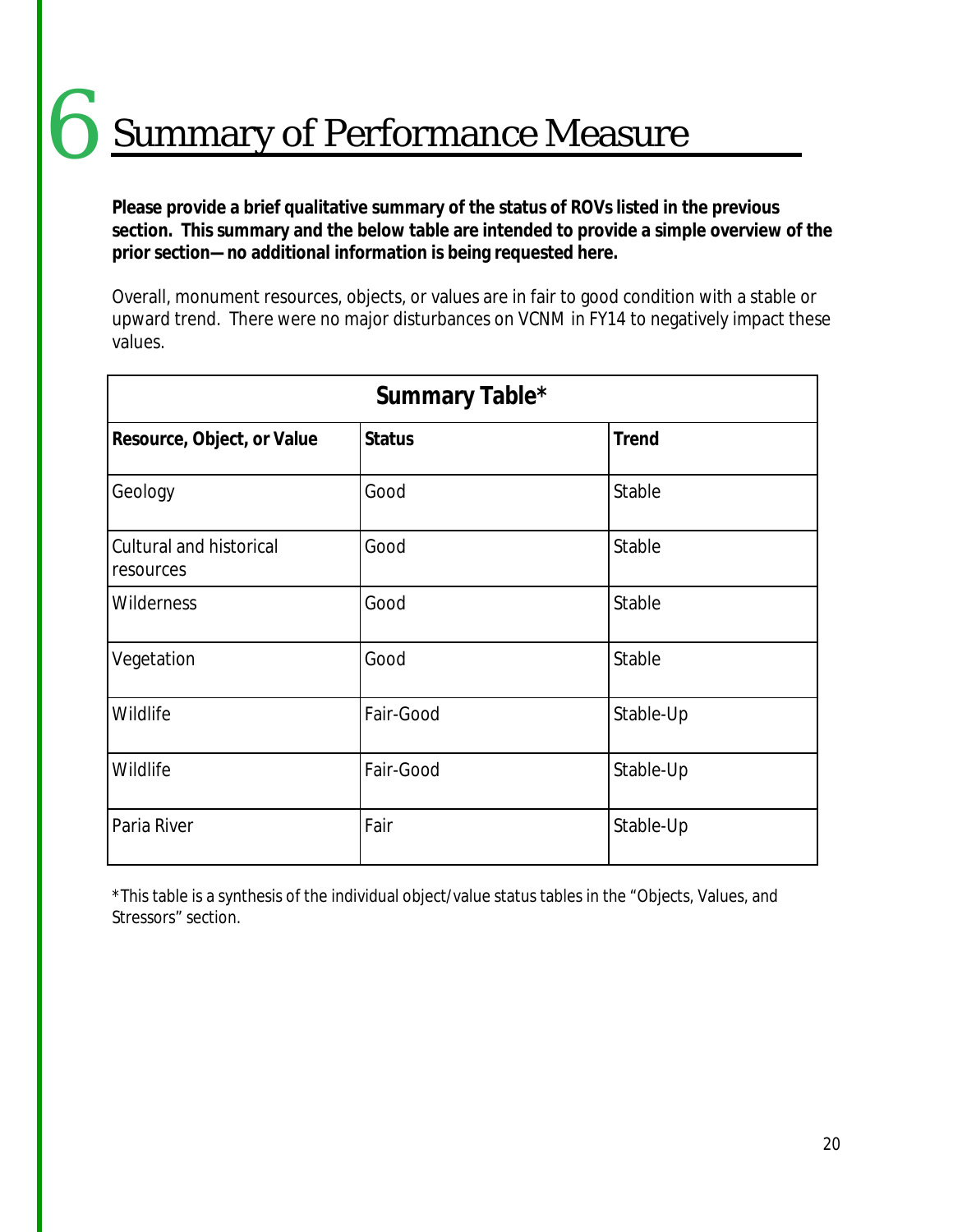# 6 Summary of Performance Measure

**Please provide a brief qualitative summary of the status of ROVs listed in the previous section. This summary and the below table are intended to provide a simple overview of the prior section—no additional information is being requested here.**

Overall, monument resources, objects, or values are in fair to good condition with a stable or upward trend. There were no major disturbances on VCNM in FY14 to negatively impact these values.

| Summary Table* | | |
|---|---|---|
| **Resource, Object, or Value** | **Status** | **Trend** |
| Geology | Good | Stable |
| Cultural and historical resources | Good | Stable |
| Wilderness | Good | Stable |
| Vegetation | Good | Stable |
| Wildlife | Fair-Good | Stable-Up |
| Wildlife | Fair-Good | Stable-Up |
| Paria River | Fair | Stable-Up |

*This table is a synthesis of the individual object/value status tables in the "Objects, Values, and Stressors" section.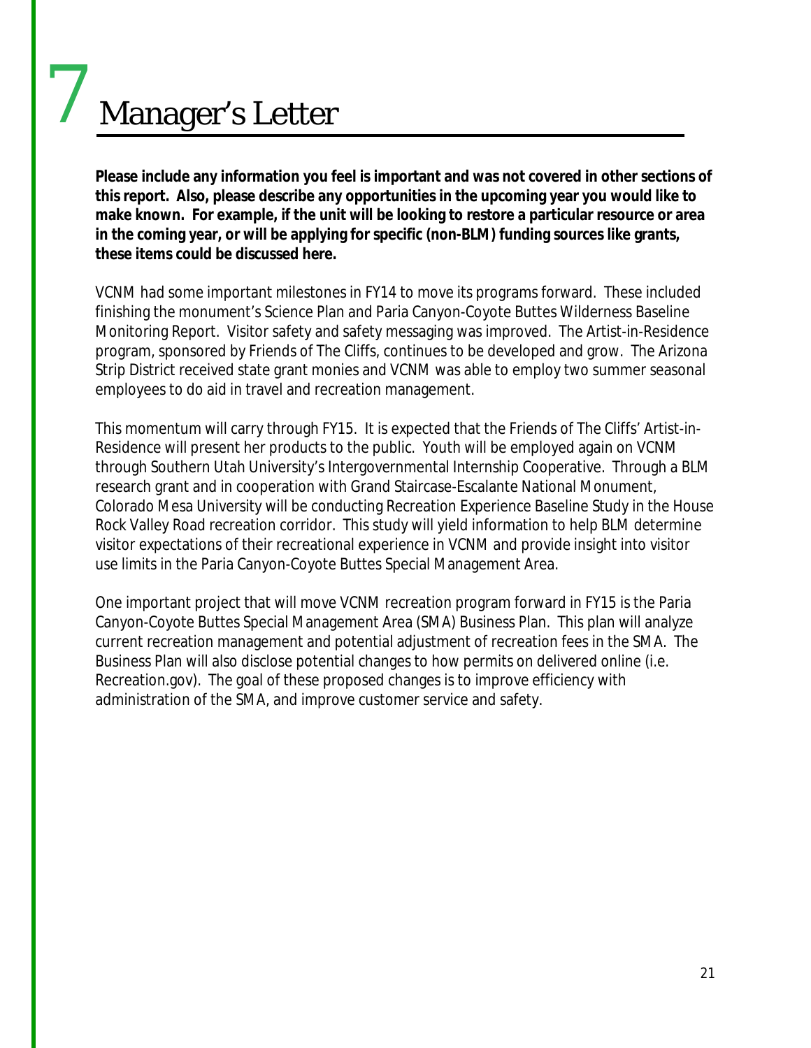# 7 Manager's Letter

**Please include any information you feel is important and was not covered in other sections of this report. Also, please describe any opportunities in the upcoming year you would like to make known. For example, if the unit will be looking to restore a particular resource or area in the coming year, or will be applying for specific (non-BLM) funding sources like grants, these items could be discussed here.**

VCNM had some important milestones in FY14 to move its programs forward. These included finishing the monument's Science Plan and Paria Canyon-Coyote Buttes Wilderness Baseline Monitoring Report. Visitor safety and safety messaging was improved. The Artist-in-Residence program, sponsored by Friends of The Cliffs, continues to be developed and grow. The Arizona Strip District received state grant monies and VCNM was able to employ two summer seasonal employees to do aid in travel and recreation management.

This momentum will carry through FY15. It is expected that the Friends of The Cliffs' Artist-in-Residence will present her products to the public. Youth will be employed again on VCNM through Southern Utah University's Intergovernmental Internship Cooperative. Through a BLM research grant and in cooperation with Grand Staircase-Escalante National Monument, Colorado Mesa University will be conducting Recreation Experience Baseline Study in the House Rock Valley Road recreation corridor. This study will yield information to help BLM determine visitor expectations of their recreational experience in VCNM and provide insight into visitor use limits in the Paria Canyon-Coyote Buttes Special Management Area.

One important project that will move VCNM recreation program forward in FY15 is the Paria Canyon-Coyote Buttes Special Management Area (SMA) Business Plan. This plan will analyze current recreation management and potential adjustment of recreation fees in the SMA. The Business Plan will also disclose potential changes to how permits on delivered online (i.e. Recreation.gov). The goal of these proposed changes is to improve efficiency with administration of the SMA, and improve customer service and safety.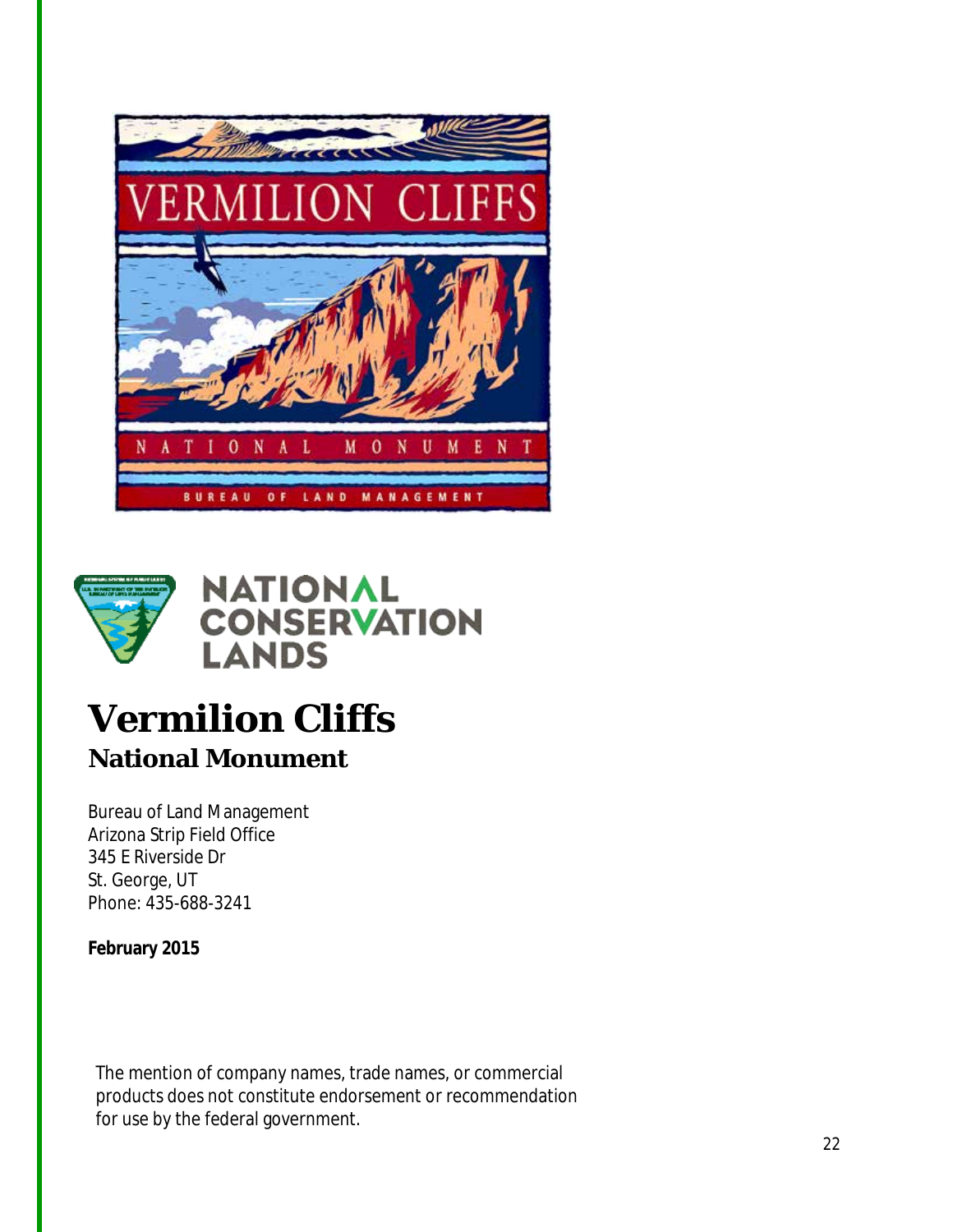# Vermilion Cliffs

## National Monument

Bureau of Land Management
Arizona Strip Field Office
345 E Riverside Dr
St. George, UT
Phone: 435-688-3241

**February 2015**

The mention of company names, trade names, or commercial products does not constitute endorsement or recommendation for use by the federal government.